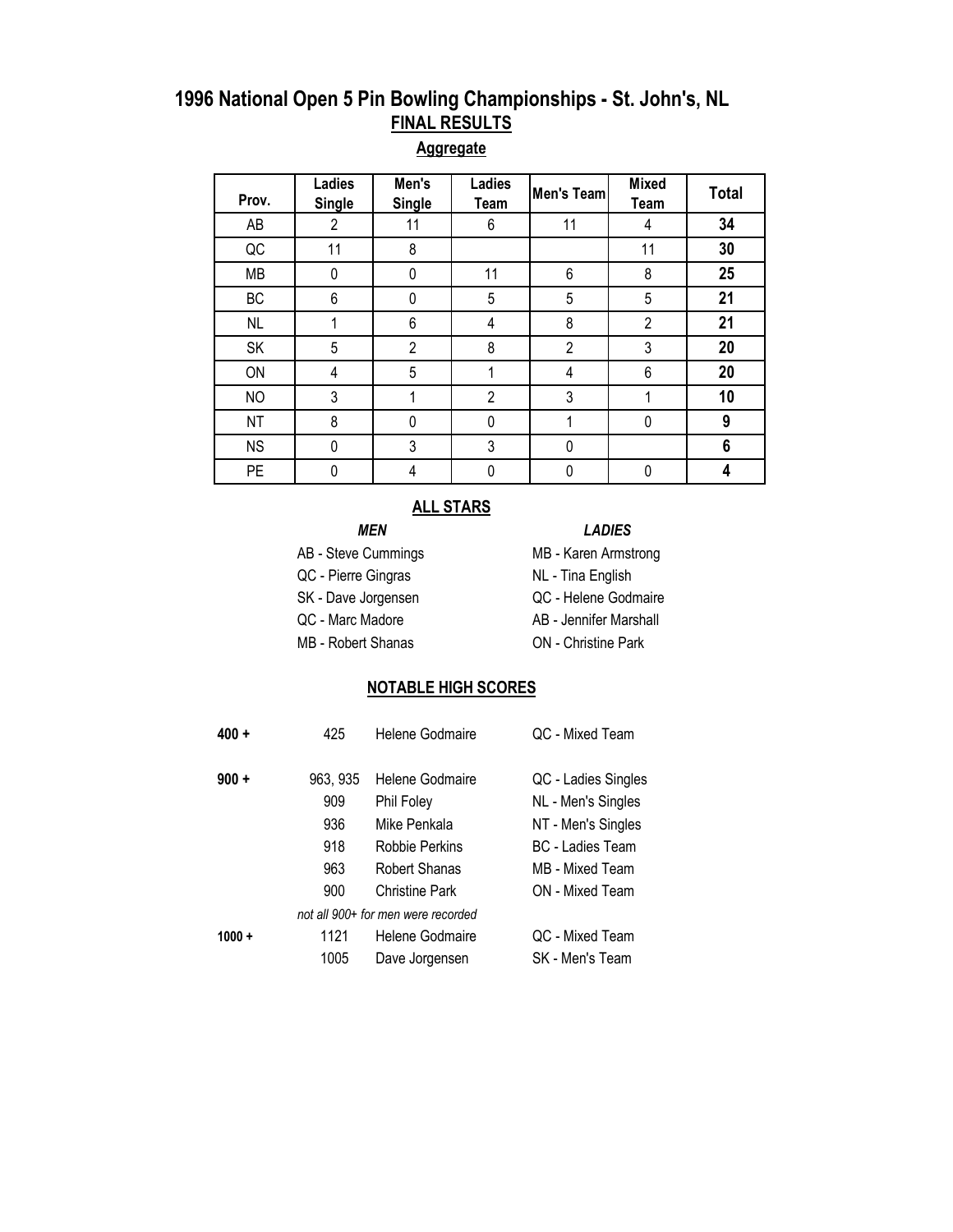# 1996 National Open 5 Pin Bowling Championships - St. John's, NL

## FINAL RESULTS

### Aggregate

| Prov. | Ladies Single | Men's Single | Ladies Team | Men's Team | Mixed Team | Total |
|---|---|---|---|---|---|---|
| AB | 2 | 11 | 6 | 11 | 4 | **34** |
| QC | 11 | 8 | | | 11 | **30** |
| MB | 0 | 0 | 11 | 6 | 8 | **25** |
| BC | 6 | 0 | 5 | 5 | 5 | **21** |
| NL | 1 | 6 | 4 | 8 | 2 | **21** |
| SK | 5 | 2 | 8 | 2 | 3 | **20** |
| ON | 4 | 5 | 1 | 4 | 6 | **20** |
| NO | 3 | 1 | 2 | 3 | 1 | **10** |
| NT | 8 | 0 | 0 | 1 | 0 | **9** |
| NS | 0 | 3 | 3 | 0 | | **6** |
| PE | 0 | 4 | 0 | 0 | 0 | **4** |

### ALL STARS

| *MEN* | *LADIES* |
|---|---|
| AB - Steve Cummings | MB - Karen Armstrong |
| QC - Pierre Gingras | NL - Tina English |
| SK - Dave Jorgensen | QC - Helene Godmaire |
| QC - Marc Madore | AB - Jennifer Marshall |
| MB - Robert Shanas | ON - Christine Park |

### NOTABLE HIGH SCORES

| | Score | Name | Event |
|---|---|---|---|
| **400 +** | 425 | Helene Godmaire | QC - Mixed Team |
| **900 +** | 963, 935 | Helene Godmaire | QC - Ladies Singles |
| | 909 | Phil Foley | NL - Men's Singles |
| | 936 | Mike Penkala | NT - Men's Singles |
| | 918 | Robbie Perkins | BC - Ladies Team |
| | 963 | Robert Shanas | MB - Mixed Team |
| | 900 | Christine Park | ON - Mixed Team |
| | *not all 900+ for men were recorded* | | |
| **1000 +** | 1121 | Helene Godmaire | QC - Mixed Team |
| | 1005 | Dave Jorgensen | SK - Men's Team |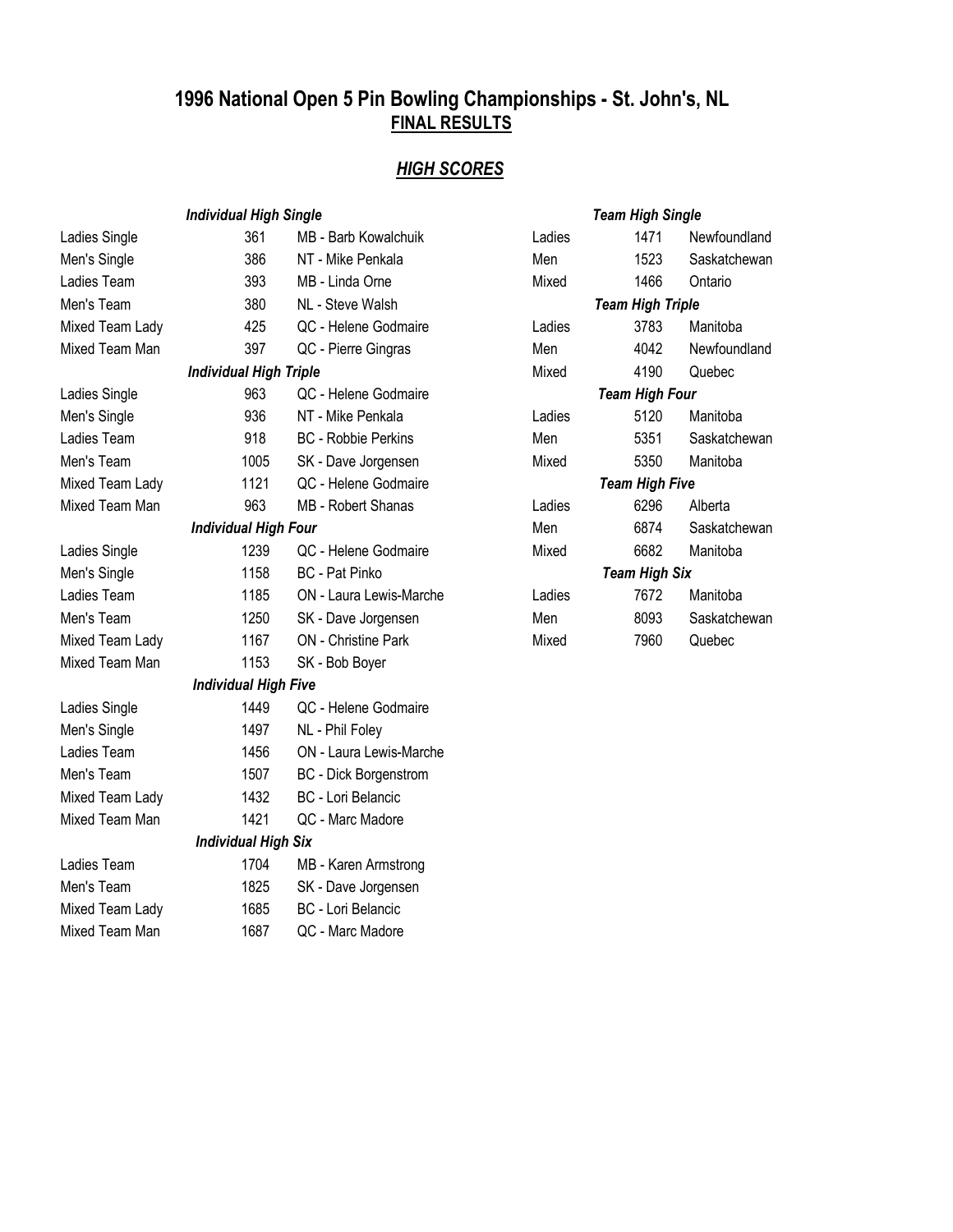# 1996 National Open 5 Pin Bowling Championships - St. John's, NL

## FINAL RESULTS

## *HIGH SCORES*

### *Individual High Single*

| Category | Score | Bowler |
|---|---|---|
| Ladies Single | 361 | MB - Barb Kowalchuik |
| Men's Single | 386 | NT - Mike Penkala |
| Ladies Team | 393 | MB - Linda Orne |
| Men's Team | 380 | NL - Steve Walsh |
| Mixed Team Lady | 425 | QC - Helene Godmaire |
| Mixed Team Man | 397 | QC - Pierre Gingras |

### *Individual High Triple*

| Category | Score | Bowler |
|---|---|---|
| Ladies Single | 963 | QC - Helene Godmaire |
| Men's Single | 936 | NT - Mike Penkala |
| Ladies Team | 918 | BC - Robbie Perkins |
| Men's Team | 1005 | SK - Dave Jorgensen |
| Mixed Team Lady | 1121 | QC - Helene Godmaire |
| Mixed Team Man | 963 | MB - Robert Shanas |

### *Individual High Four*

| Category | Score | Bowler |
|---|---|---|
| Ladies Single | 1239 | QC - Helene Godmaire |
| Men's Single | 1158 | BC - Pat Pinko |
| Ladies Team | 1185 | ON - Laura Lewis-Marche |
| Men's Team | 1250 | SK - Dave Jorgensen |
| Mixed Team Lady | 1167 | ON - Christine Park |
| Mixed Team Man | 1153 | SK - Bob Boyer |

### *Individual High Five*

| Category | Score | Bowler |
|---|---|---|
| Ladies Single | 1449 | QC - Helene Godmaire |
| Men's Single | 1497 | NL - Phil Foley |
| Ladies Team | 1456 | ON - Laura Lewis-Marche |
| Men's Team | 1507 | BC - Dick Borgenstrom |
| Mixed Team Lady | 1432 | BC - Lori Belancic |
| Mixed Team Man | 1421 | QC - Marc Madore |

### *Individual High Six*

| Category | Score | Bowler |
|---|---|---|
| Ladies Team | 1704 | MB - Karen Armstrong |
| Men's Team | 1825 | SK - Dave Jorgensen |
| Mixed Team Lady | 1685 | BC - Lori Belancic |
| Mixed Team Man | 1687 | QC - Marc Madore |

### *Team High Single*

| Category | Score | Team |
|---|---|---|
| Ladies | 1471 | Newfoundland |
| Men | 1523 | Saskatchewan |
| Mixed | 1466 | Ontario |

### *Team High Triple*

| Category | Score | Team |
|---|---|---|
| Ladies | 3783 | Manitoba |
| Men | 4042 | Newfoundland |
| Mixed | 4190 | Quebec |

### *Team High Four*

| Category | Score | Team |
|---|---|---|
| Ladies | 5120 | Manitoba |
| Men | 5351 | Saskatchewan |
| Mixed | 5350 | Manitoba |

### *Team High Five*

| Category | Score | Team |
|---|---|---|
| Ladies | 6296 | Alberta |
| Men | 6874 | Saskatchewan |
| Mixed | 6682 | Manitoba |

### *Team High Six*

| Category | Score | Team |
|---|---|---|
| Ladies | 7672 | Manitoba |
| Men | 8093 | Saskatchewan |
| Mixed | 7960 | Quebec |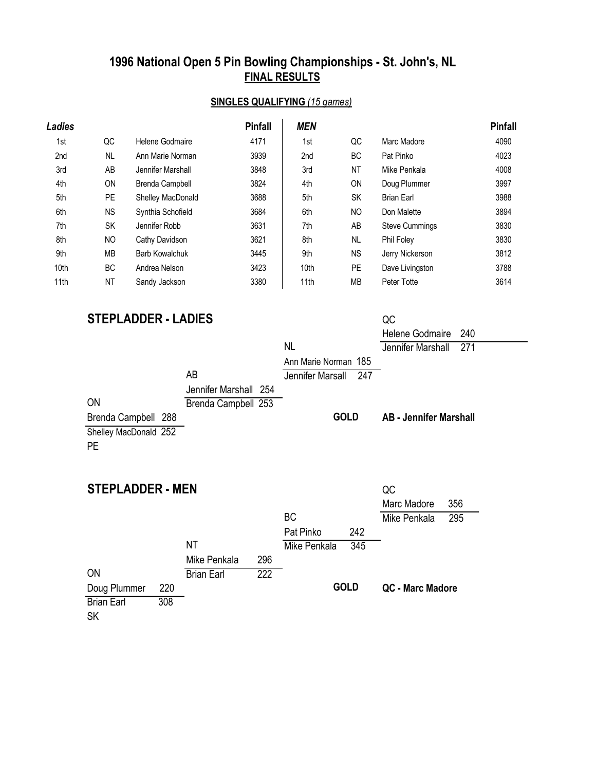# 1996 National Open 5 Pin Bowling Championships - St. John's, NL

## FINAL RESULTS

### SINGLES QUALIFYING *(15 games)*

| *Ladies* | | | Pinfall | *MEN* | | | Pinfall |
|---|---|---|---|---|---|---|---|
| 1st | QC | Helene Godmaire | 4171 | 1st | QC | Marc Madore | 4090 |
| 2nd | NL | Ann Marie Norman | 3939 | 2nd | BC | Pat Pinko | 4023 |
| 3rd | AB | Jennifer Marshall | 3848 | 3rd | NT | Mike Penkala | 4008 |
| 4th | ON | Brenda Campbell | 3824 | 4th | ON | Doug Plummer | 3997 |
| 5th | PE | Shelley MacDonald | 3688 | 5th | SK | Brian Earl | 3988 |
| 6th | NS | Synthia Schofield | 3684 | 6th | NO | Don Malette | 3894 |
| 7th | SK | Jennifer Robb | 3631 | 7th | AB | Steve Cummings | 3830 |
| 8th | NO | Cathy Davidson | 3621 | 8th | NL | Phil Foley | 3830 |
| 9th | MB | Barb Kowalchuk | 3445 | 9th | NS | Jerry Nickerson | 3812 |
| 10th | BC | Andrea Nelson | 3423 | 10th | PE | Dave Livingston | 3788 |
| 11th | NT | Sandy Jackson | 3380 | 11th | MB | Peter Totte | 3614 |

## STEPLADDER - LADIES

**Match 1:** ON Brenda Campbell 288 vs. PE Shelley MacDonald 252

**Match 2:** AB Jennifer Marshall 254 vs. Brenda Campbell 253

**Match 3:** NL Ann Marie Norman 185 vs. Jennifer Marsall 247

**Match 4:** QC Helene Godmaire 240 vs. Jennifer Marshall 271

**GOLD** **AB - Jennifer Marshall**

## STEPLADDER - MEN

**Match 1:** ON Doug Plummer 220 vs. SK Brian Earl 308

**Match 2:** NT Mike Penkala 296 vs. Brian Earl 222

**Match 3:** BC Pat Pinko 242 vs. Mike Penkala 345

**Match 4:** QC Marc Madore 356 vs. Mike Penkala 295

**GOLD** **QC - Marc Madore**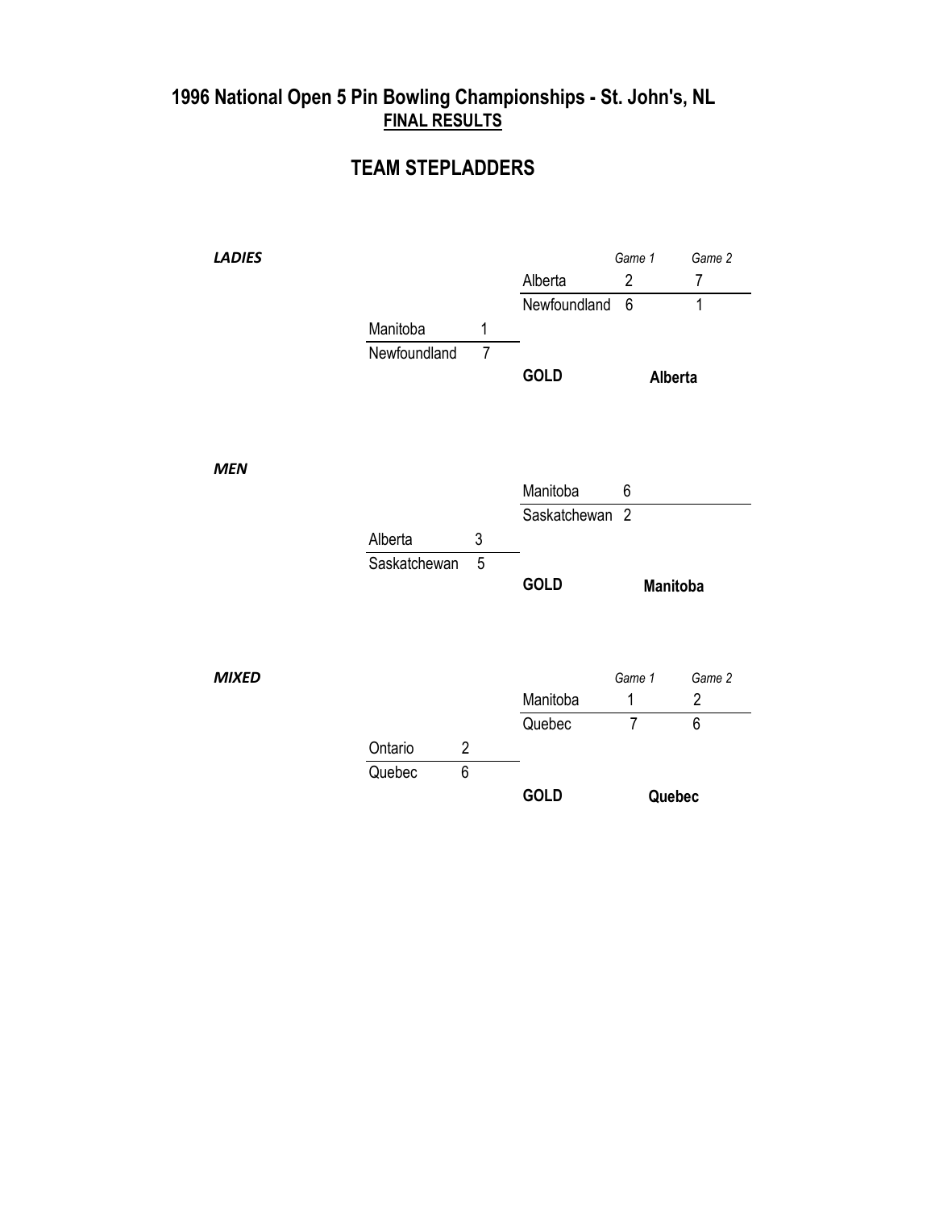# 1996 National Open 5 Pin Bowling Championships - St. John's, NL

**FINAL RESULTS**

## TEAM STEPLADDERS

### *LADIES*

| Semi-final | Score |
|---|---|
| Manitoba | 1 |
| Newfoundland | 7 |

| Final | Game 1 | Game 2 |
|---|---|---|
| Alberta | 2 | 7 |
| Newfoundland | 6 | 1 |

**GOLD** **Alberta**

### *MEN*

| Semi-final | Score |
|---|---|
| Alberta | 3 |
| Saskatchewan | 5 |

| Final | Score |
|---|---|
| Manitoba | 6 |
| Saskatchewan | 2 |

**GOLD** **Manitoba**

### *MIXED*

| Semi-final | Score |
|---|---|
| Ontario | 2 |
| Quebec | 6 |

| Final | Game 1 | Game 2 |
|---|---|---|
| Manitoba | 1 | 2 |
| Quebec | 7 | 6 |

**GOLD** **Quebec**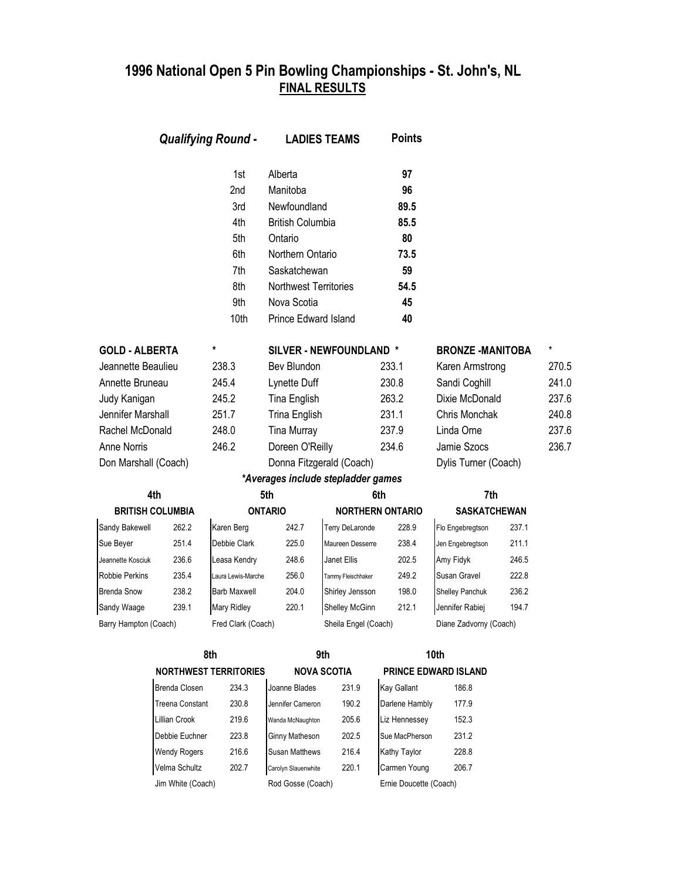# 1996 National Open 5 Pin Bowling Championships - St. John's, NL

## FINAL RESULTS

### *Qualifying Round -* LADIES TEAMS

| Place | Team | Points |
|---|---|---|
| 1st | Alberta | **97** |
| 2nd | Manitoba | **96** |
| 3rd | Newfoundland | **89.5** |
| 4th | British Columbia | **85.5** |
| 5th | Ontario | **80** |
| 6th | Northern Ontario | **73.5** |
| 7th | Saskatchewan | **59** |
| 8th | Northwest Territories | **54.5** |
| 9th | Nova Scotia | **45** |
| 10th | Prince Edward Island | **40** |

| GOLD - ALBERTA | * | SILVER - NEWFOUNDLAND | * | BRONZE -MANITOBA | * |
|---|---|---|---|---|---|
| Jeannette Beaulieu | 238.3 | Bev Blundon | 233.1 | Karen Armstrong | 270.5 |
| Annette Bruneau | 245.4 | Lynette Duff | 230.8 | Sandi Coghill | 241.0 |
| Judy Kanigan | 245.2 | Tina English | 263.2 | Dixie McDonald | 237.6 |
| Jennifer Marshall | 251.7 | Trina English | 231.1 | Chris Monchak | 240.8 |
| Rachel McDonald | 248.0 | Tina Murray | 237.9 | Linda Orne | 237.6 |
| Anne Norris | 246.2 | Doreen O'Reilly | 234.6 | Jamie Szocs | 236.7 |
| Don Marshall (Coach) | | Donna Fitzgerald (Coach) | | Dylis Turner (Coach) | |

***Averages include stepladder games***

| 4th | | 5th | | 6th | | 7th | |
|---|---|---|---|---|---|---|---|
| **BRITISH COLUMBIA** | | **ONTARIO** | | **NORTHERN ONTARIO** | | **SASKATCHEWAN** | |
| Sandy Bakewell | 262.2 | Karen Berg | 242.7 | Terry DeLaronde | 228.9 | Flo Engebregtson | 237.1 |
| Sue Beyer | 251.4 | Debbie Clark | 225.0 | Maureen Desserre | 238.4 | Jen Engebregtson | 211.1 |
| Jeannette Kosciuk | 236.6 | Leasa Kendry | 248.6 | Janet Ellis | 202.5 | Amy Fidyk | 246.5 |
| Robbie Perkins | 235.4 | Laura Lewis-Marche | 256.0 | Tammy Fleischhaker | 249.2 | Susan Gravel | 222.8 |
| Brenda Snow | 238.2 | Barb Maxwell | 204.0 | Shirley Jensson | 198.0 | Shelley Panchuk | 236.2 |
| Sandy Waage | 239.1 | Mary Ridley | 220.1 | Shelley McGinn | 212.1 | Jennifer Rabiej | 194.7 |
| Barry Hampton (Coach) | | Fred Clark (Coach) | | Sheila Engel (Coach) | | Diane Zadvorny (Coach) | |

| 8th | | 9th | | 10th | |
|---|---|---|---|---|---|
| **NORTHWEST TERRITORIES** | | **NOVA SCOTIA** | | **PRINCE EDWARD ISLAND** | |
| Brenda Closen | 234.3 | Joanne Blades | 231.9 | Kay Gallant | 186.8 |
| Treena Constant | 230.8 | Jennifer Cameron | 190.2 | Darlene Hambly | 177.9 |
| Lillian Crook | 219.6 | Wanda McNaughton | 205.6 | Liz Hennessey | 152.3 |
| Debbie Euchner | 223.8 | Ginny Matheson | 202.5 | Sue MacPherson | 231.2 |
| Wendy Rogers | 216.6 | Susan Matthews | 216.4 | Kathy Taylor | 228.8 |
| Velma Schultz | 202.7 | Carolyn Slauenwhite | 220.1 | Carmen Young | 206.7 |
| Jim White (Coach) | | Rod Gosse (Coach) | | Ernie Doucette (Coach) | |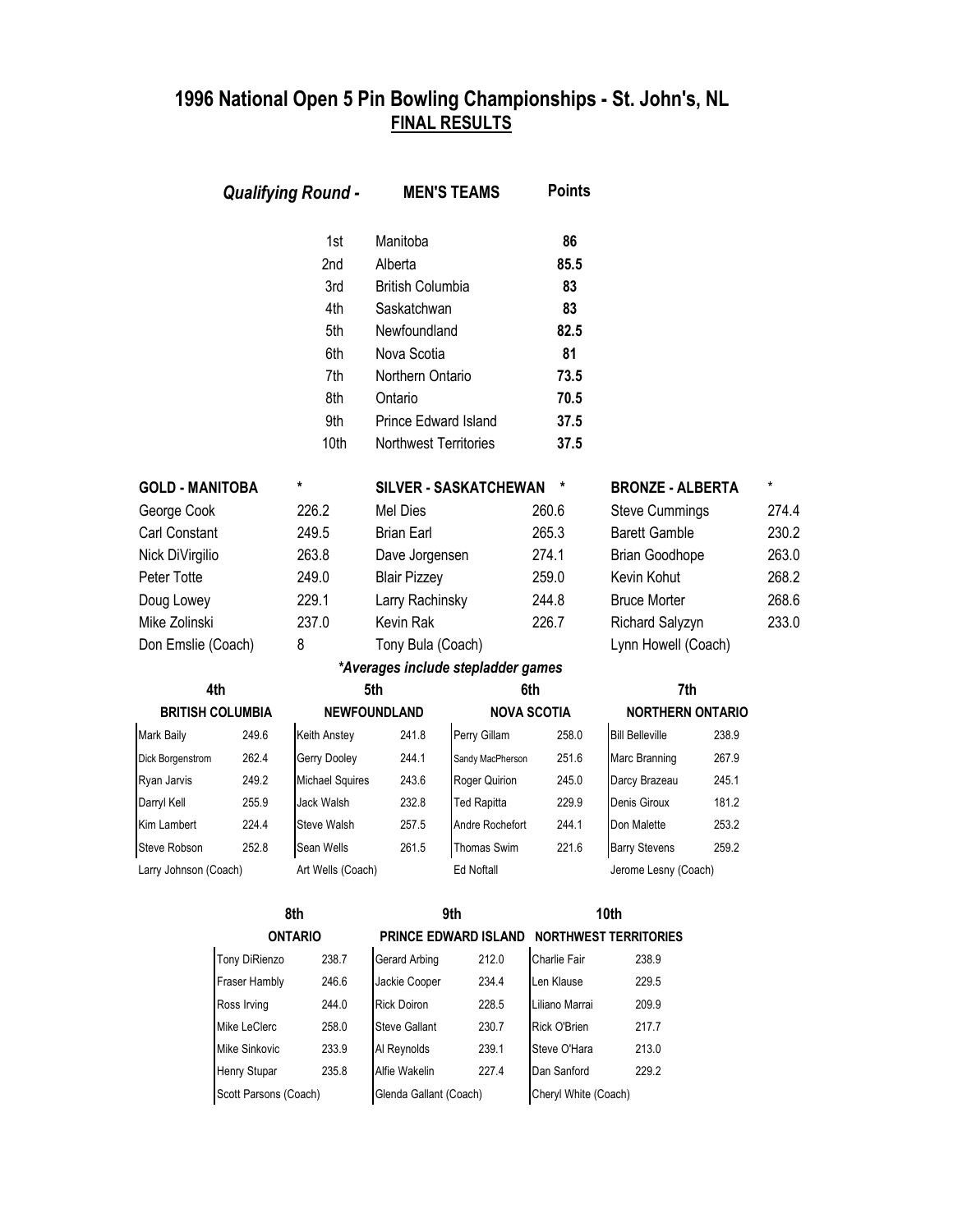# 1996 National Open 5 Pin Bowling Championships - St. John's, NL

## FINAL RESULTS

### *Qualifying Round -* MEN'S TEAMS

| | MEN'S TEAMS | Points |
|---|---|---|
| 1st | Manitoba | **86** |
| 2nd | Alberta | **85.5** |
| 3rd | British Columbia | **83** |
| 4th | Saskatchewan | **83** |
| 5th | Newfoundland | **82.5** |
| 6th | Nova Scotia | **81** |
| 7th | Northern Ontario | **73.5** |
| 8th | Ontario | **70.5** |
| 9th | Prince Edward Island | **37.5** |
| 10th | Northwest Territories | **37.5** |

| GOLD - MANITOBA | * | SILVER - SASKATCHEWAN | * | BRONZE - ALBERTA | * |
|---|---|---|---|---|---|
| George Cook | 226.2 | Mel Dies | 260.6 | Steve Cummings | 274.4 |
| Carl Constant | 249.5 | Brian Earl | 265.3 | Barett Gamble | 230.2 |
| Nick DiVirgilio | 263.8 | Dave Jorgensen | 274.1 | Brian Goodhope | 263.0 |
| Peter Totte | 249.0 | Blair Pizzey | 259.0 | Kevin Kohut | 268.2 |
| Doug Lowey | 229.1 | Larry Rachinsky | 244.8 | Bruce Morter | 268.6 |
| Mike Zolinski | 237.0 | Kevin Rak | 226.7 | Richard Salyzyn | 233.0 |
| Don Emslie (Coach) | 8 | Tony Bula (Coach) | | Lynn Howell (Coach) | |

*\*Averages include stepladder games*

| 4th | | 5th | | 6th | | 7th | |
|---|---|---|---|---|---|---|---|
| **BRITISH COLUMBIA** | | **NEWFOUNDLAND** | | **NOVA SCOTIA** | | **NORTHERN ONTARIO** | |
| Mark Baily | 249.6 | Keith Anstey | 241.8 | Perry Gillam | 258.0 | Bill Belleville | 238.9 |
| Dick Borgenstrom | 262.4 | Gerry Dooley | 244.1 | Sandy MacPherson | 251.6 | Marc Branning | 267.9 |
| Ryan Jarvis | 249.2 | Michael Squires | 243.6 | Roger Quirion | 245.0 | Darcy Brazeau | 245.1 |
| Darryl Kell | 255.9 | Jack Walsh | 232.8 | Ted Rapitta | 229.9 | Denis Giroux | 181.2 |
| Kim Lambert | 224.4 | Steve Walsh | 257.5 | Andre Rochefort | 244.1 | Don Malette | 253.2 |
| Steve Robson | 252.8 | Sean Wells | 261.5 | Thomas Swim | 221.6 | Barry Stevens | 259.2 |
| Larry Johnson (Coach) | | Art Wells (Coach) | | Ed Noftall | | Jerome Lesny (Coach) | |

| 8th | | 9th | | 10th | |
|---|---|---|---|---|---|
| **ONTARIO** | | **PRINCE EDWARD ISLAND** | | **NORTHWEST TERRITORIES** | |
| Tony DiRienzo | 238.7 | Gerard Arbing | 212.0 | Charlie Fair | 238.9 |
| Fraser Hambly | 246.6 | Jackie Cooper | 234.4 | Len Klause | 229.5 |
| Ross Irving | 244.0 | Rick Doiron | 228.5 | Liliano Marrai | 209.9 |
| Mike LeClerc | 258.0 | Steve Gallant | 230.7 | Rick O'Brien | 217.7 |
| Mike Sinkovic | 233.9 | Al Reynolds | 239.1 | Steve O'Hara | 213.0 |
| Henry Stupar | 235.8 | Alfie Wakelin | 227.4 | Dan Sanford | 229.2 |
| Scott Parsons (Coach) | | Glenda Gallant (Coach) | | Cheryl White (Coach) | |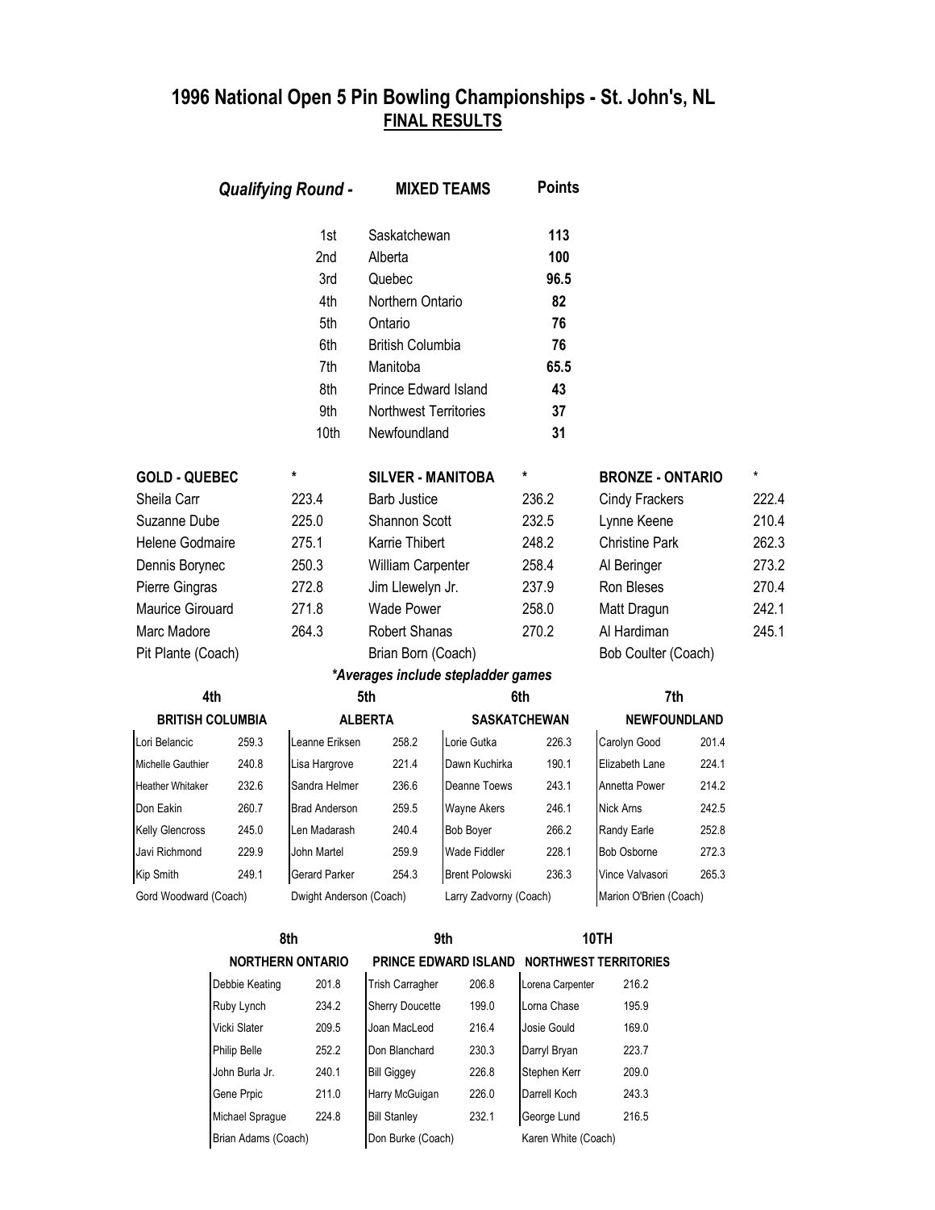# 1996 National Open 5 Pin Bowling Championships - St. John's, NL

## FINAL RESULTS

| *Qualifying Round -* | MIXED TEAMS | Points |
|---|---|---|
| 1st | Saskatchewan | 113 |
| 2nd | Alberta | 100 |
| 3rd | Quebec | 96.5 |
| 4th | Northern Ontario | 82 |
| 5th | Ontario | 76 |
| 6th | British Columbia | 76 |
| 7th | Manitoba | 65.5 |
| 8th | Prince Edward Island | 43 |
| 9th | Northwest Territories | 37 |
| 10th | Newfoundland | 31 |

| GOLD - QUEBEC | * | SILVER - MANITOBA | * | BRONZE - ONTARIO | * |
|---|---|---|---|---|---|
| Sheila Carr | 223.4 | Barb Justice | 236.2 | Cindy Frackers | 222.4 |
| Suzanne Dube | 225.0 | Shannon Scott | 232.5 | Lynne Keene | 210.4 |
| Helene Godmaire | 275.1 | Karrie Thibert | 248.2 | Christine Park | 262.3 |
| Dennis Borynec | 250.3 | William Carpenter | 258.4 | Al Beringer | 273.2 |
| Pierre Gingras | 272.8 | Jim Llewelyn Jr. | 237.9 | Ron Bleses | 270.4 |
| Maurice Girouard | 271.8 | Wade Power | 258.0 | Matt Dragun | 242.1 |
| Marc Madore | 264.3 | Robert Shanas | 270.2 | Al Hardiman | 245.1 |
| Pit Plante (Coach) | | Brian Born (Coach) | | Bob Coulter (Coach) | |

*\*Averages include stepladder games*

| 4th | | 5th | | 6th | | 7th | |
|---|---|---|---|---|---|---|---|
| BRITISH COLUMBIA | | ALBERTA | | SASKATCHEWAN | | NEWFOUNDLAND | |
| Lori Belancic | 259.3 | Leanne Eriksen | 258.2 | Lorie Gutka | 226.3 | Carolyn Good | 201.4 |
| Michelle Gauthier | 240.8 | Lisa Hargrove | 221.4 | Dawn Kuchirka | 190.1 | Elizabeth Lane | 224.1 |
| Heather Whitaker | 232.6 | Sandra Helmer | 236.6 | Deanne Toews | 243.1 | Annetta Power | 214.2 |
| Don Eakin | 260.7 | Brad Anderson | 259.5 | Wayne Akers | 246.1 | Nick Arns | 242.5 |
| Kelly Glencross | 245.0 | Len Madarash | 240.4 | Bob Boyer | 266.2 | Randy Earle | 252.8 |
| Javi Richmond | 229.9 | John Martel | 259.9 | Wade Fiddler | 228.1 | Bob Osborne | 272.3 |
| Kip Smith | 249.1 | Gerard Parker | 254.3 | Brent Polowski | 236.3 | Vince Valvasori | 265.3 |
| Gord Woodward (Coach) | | Dwight Anderson (Coach) | | Larry Zadvorny (Coach) | | Marion O'Brien (Coach) | |

| 8th | | 9th | | 10TH | |
|---|---|---|---|---|---|
| NORTHERN ONTARIO | | PRINCE EDWARD ISLAND | | NORTHWEST TERRITORIES | |
| Debbie Keating | 201.8 | Trish Carragher | 206.8 | Lorena Carpenter | 216.2 |
| Ruby Lynch | 234.2 | Sherry Doucette | 199.0 | Lorna Chase | 195.9 |
| Vicki Slater | 209.5 | Joan MacLeod | 216.4 | Josie Gould | 169.0 |
| Philip Belle | 252.2 | Don Blanchard | 230.3 | Darryl Bryan | 223.7 |
| John Burla Jr. | 240.1 | Bill Giggey | 226.8 | Stephen Kerr | 209.0 |
| Gene Prpic | 211.0 | Harry McGuigan | 226.0 | Darrell Koch | 243.3 |
| Michael Sprague | 224.8 | Bill Stanley | 232.1 | George Lund | 216.5 |
| Brian Adams (Coach) | | Don Burke (Coach) | | Karen White (Coach) | |